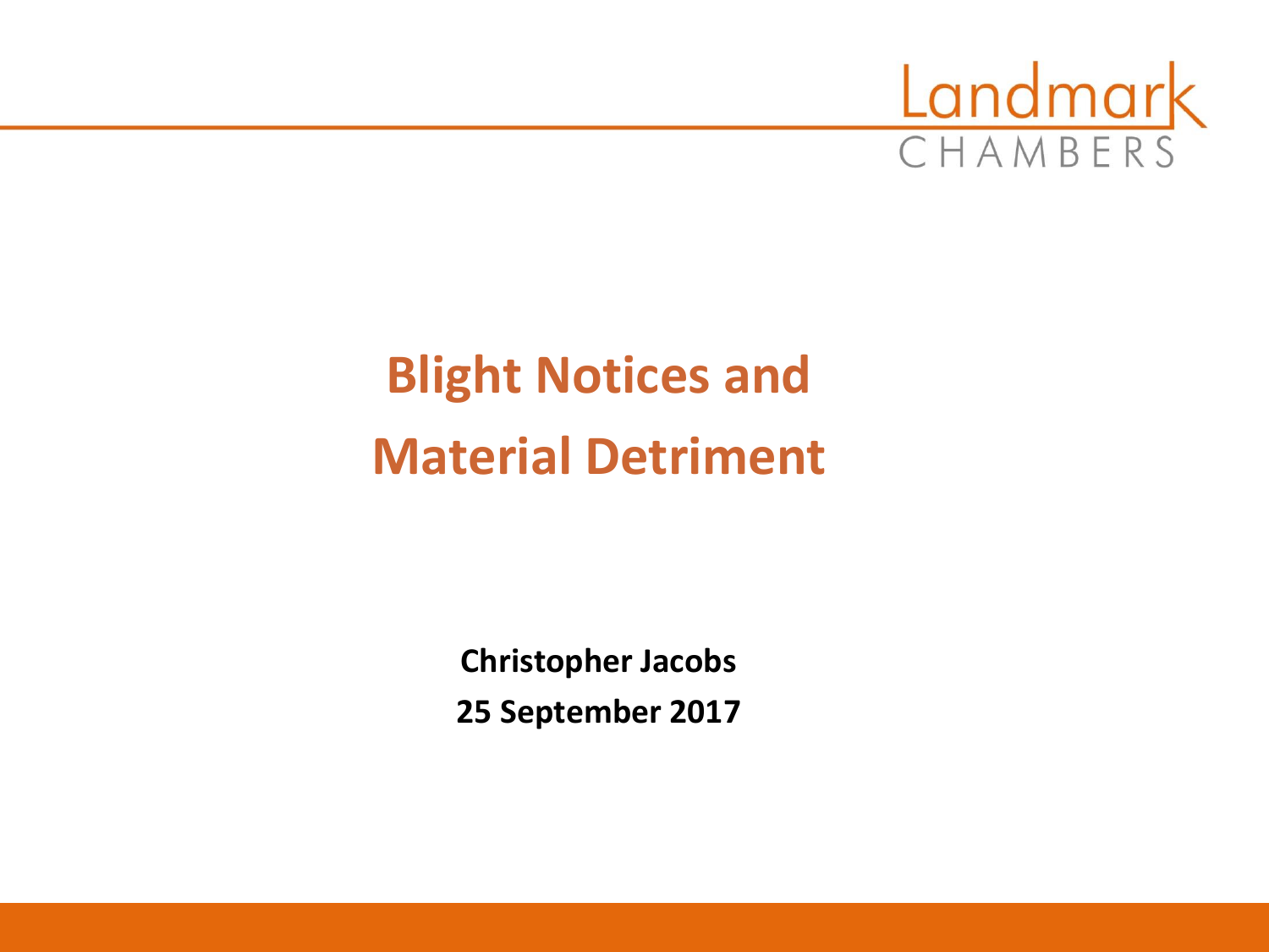Landmark CHAMBERS

# Blight Notices and Material Detriment

**Christopher Jacobs**

**25 September 2017**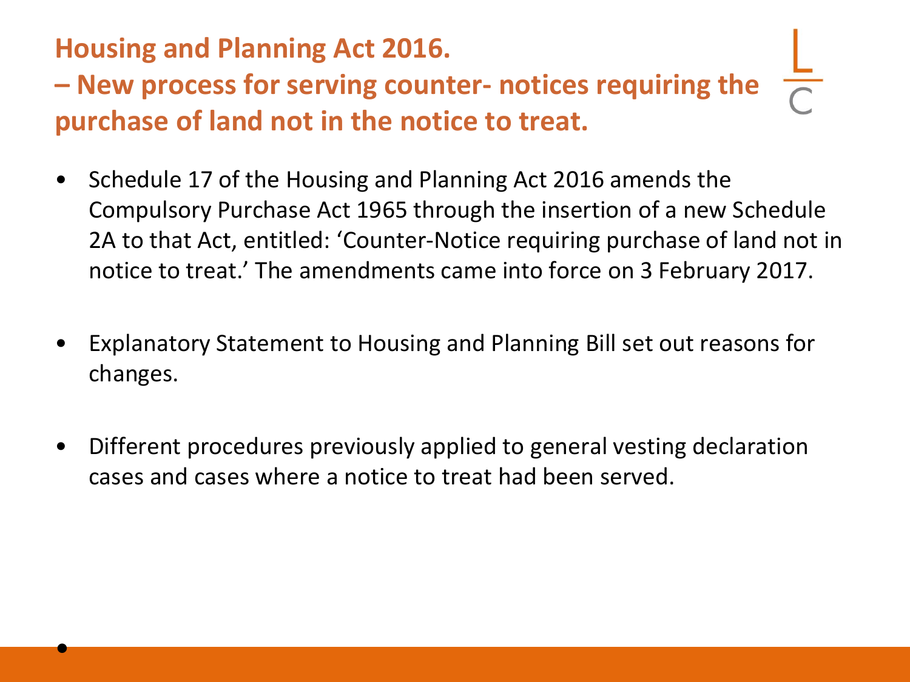## Housing and Planning Act 2016.
## – New process for serving counter- notices requiring the purchase of land not in the notice to treat.

- Schedule 17 of the Housing and Planning Act 2016 amends the Compulsory Purchase Act 1965 through the insertion of a new Schedule 2A to that Act, entitled: 'Counter-Notice requiring purchase of land not in notice to treat.' The amendments came into force on 3 February 2017.

- Explanatory Statement to Housing and Planning Bill set out reasons for changes.

- Different procedures previously applied to general vesting declaration cases and cases where a notice to treat had been served.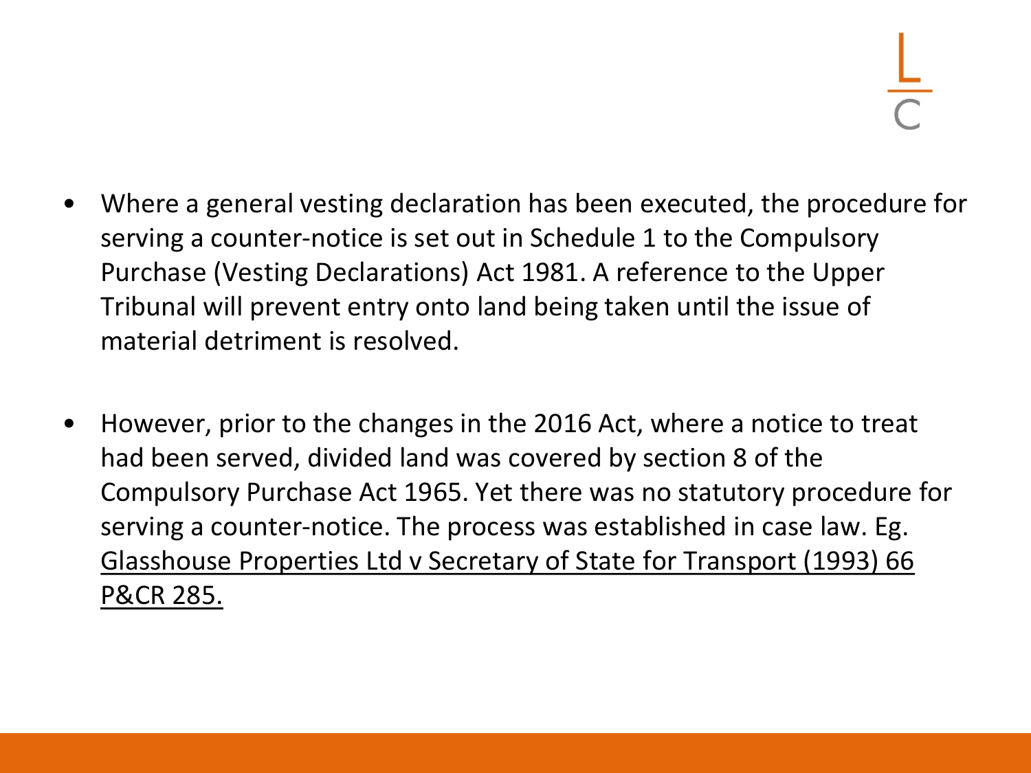- Where a general vesting declaration has been executed, the procedure for serving a counter-notice is set out in Schedule 1 to the Compulsory Purchase (Vesting Declarations) Act 1981. A reference to the Upper Tribunal will prevent entry onto land being taken until the issue of material detriment is resolved.

- However, prior to the changes in the 2016 Act, where a notice to treat had been served, divided land was covered by section 8 of the Compulsory Purchase Act 1965. Yet there was no statutory procedure for serving a counter-notice. The process was established in case law. Eg. Glasshouse Properties Ltd v Secretary of State for Transport (1993) 66 P&CR 285.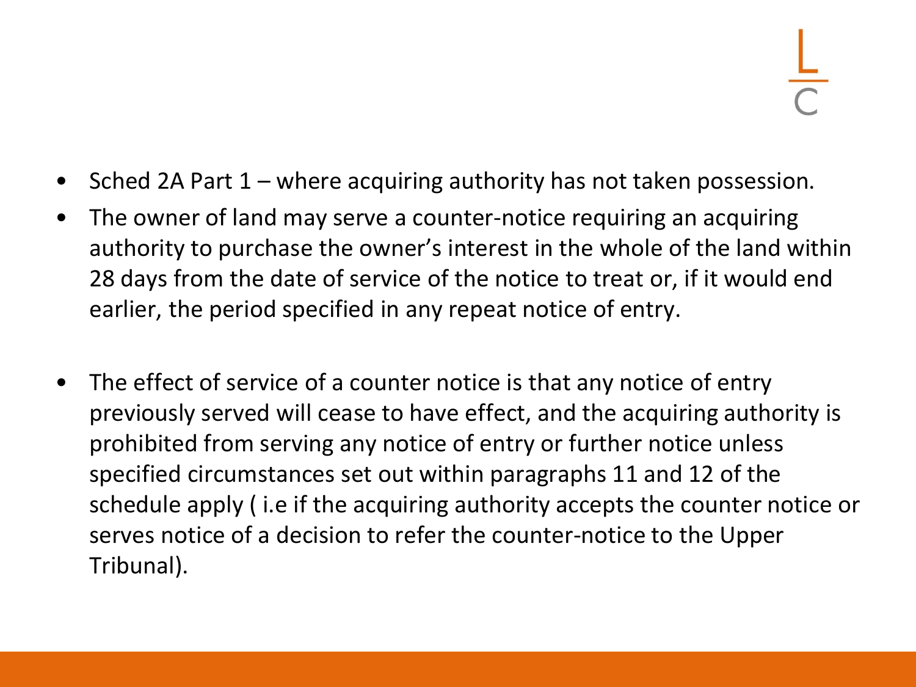- Sched 2A Part 1 – where acquiring authority has not taken possession.
- The owner of land may serve a counter-notice requiring an acquiring authority to purchase the owner's interest in the whole of the land within 28 days from the date of service of the notice to treat or, if it would end earlier, the period specified in any repeat notice of entry.

- The effect of service of a counter notice is that any notice of entry previously served will cease to have effect, and the acquiring authority is prohibited from serving any notice of entry or further notice unless specified circumstances set out within paragraphs 11 and 12 of the schedule apply ( i.e if the acquiring authority accepts the counter notice or serves notice of a decision to refer the counter-notice to the Upper Tribunal).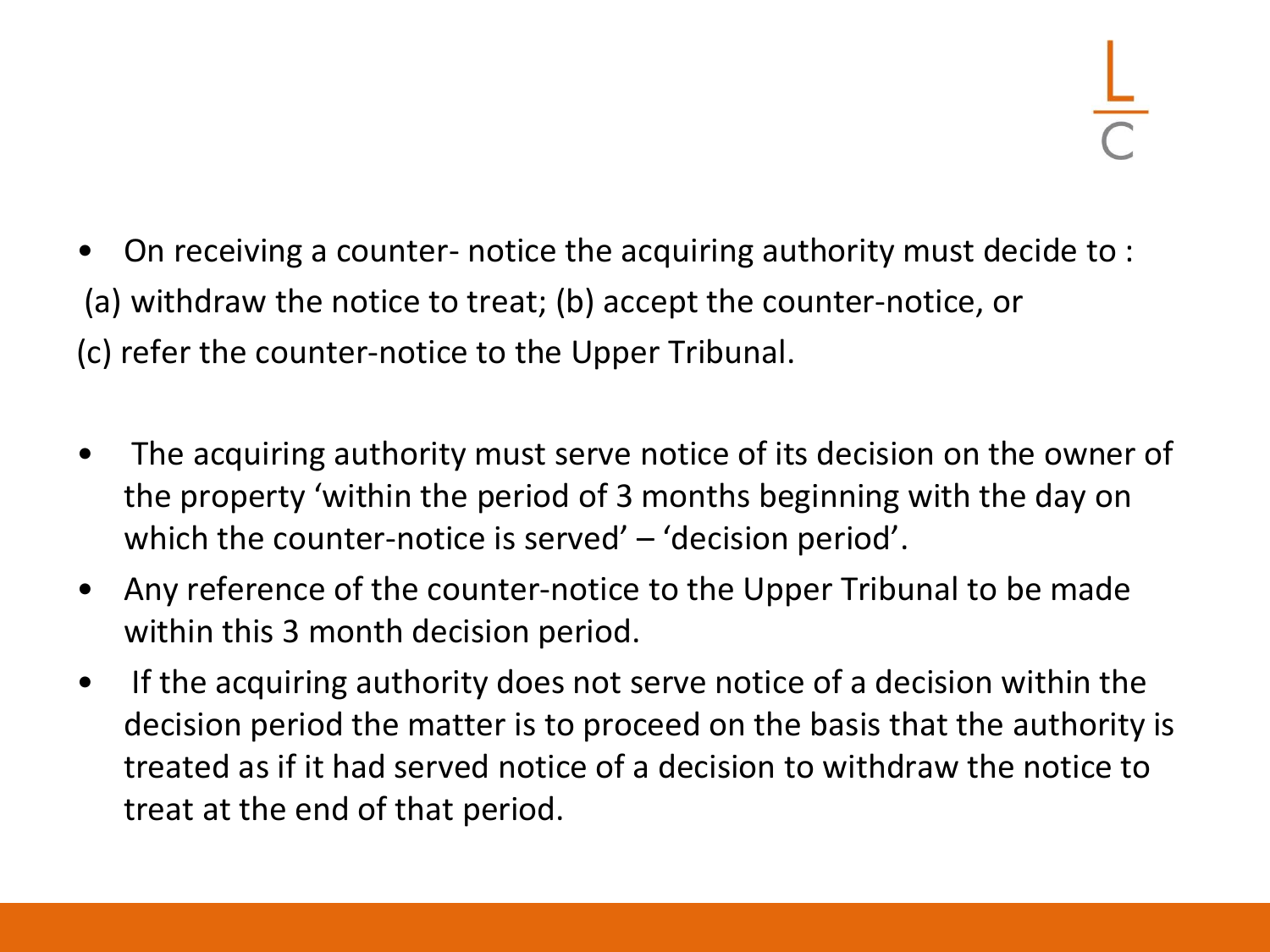- On receiving a counter- notice the acquiring authority must decide to :

(a) withdraw the notice to treat; (b) accept the counter-notice, or

(c) refer the counter-notice to the Upper Tribunal.

- The acquiring authority must serve notice of its decision on the owner of the property 'within the period of 3 months beginning with the day on which the counter-notice is served' – 'decision period'.
- Any reference of the counter-notice to the Upper Tribunal to be made within this 3 month decision period.
- If the acquiring authority does not serve notice of a decision within the decision period the matter is to proceed on the basis that the authority is treated as if it had served notice of a decision to withdraw the notice to treat at the end of that period.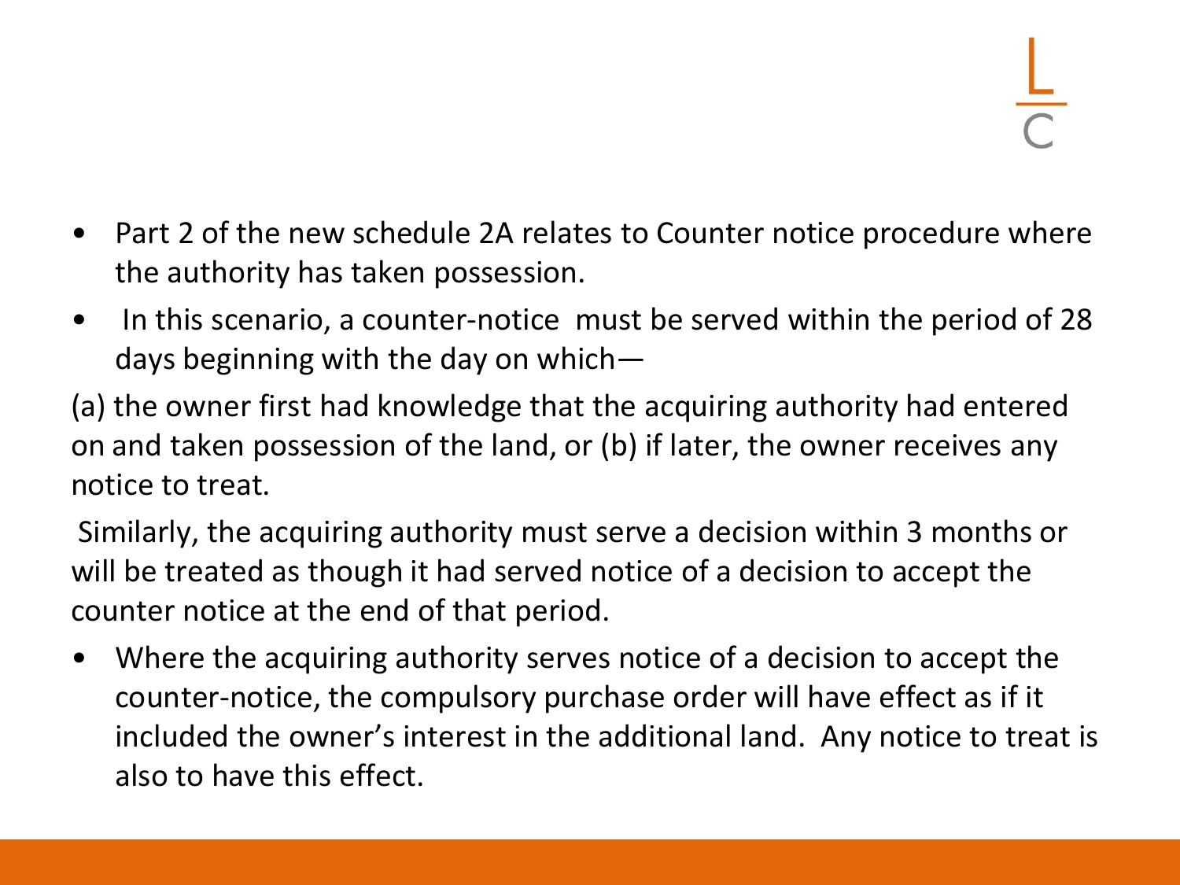- Part 2 of the new schedule 2A relates to Counter notice procedure where the authority has taken possession.
- In this scenario, a counter-notice must be served within the period of 28 days beginning with the day on which—

(a) the owner first had knowledge that the acquiring authority had entered on and taken possession of the land, or (b) if later, the owner receives any notice to treat.

Similarly, the acquiring authority must serve a decision within 3 months or will be treated as though it had served notice of a decision to accept the counter notice at the end of that period.

- Where the acquiring authority serves notice of a decision to accept the counter-notice, the compulsory purchase order will have effect as if it included the owner's interest in the additional land. Any notice to treat is also to have this effect.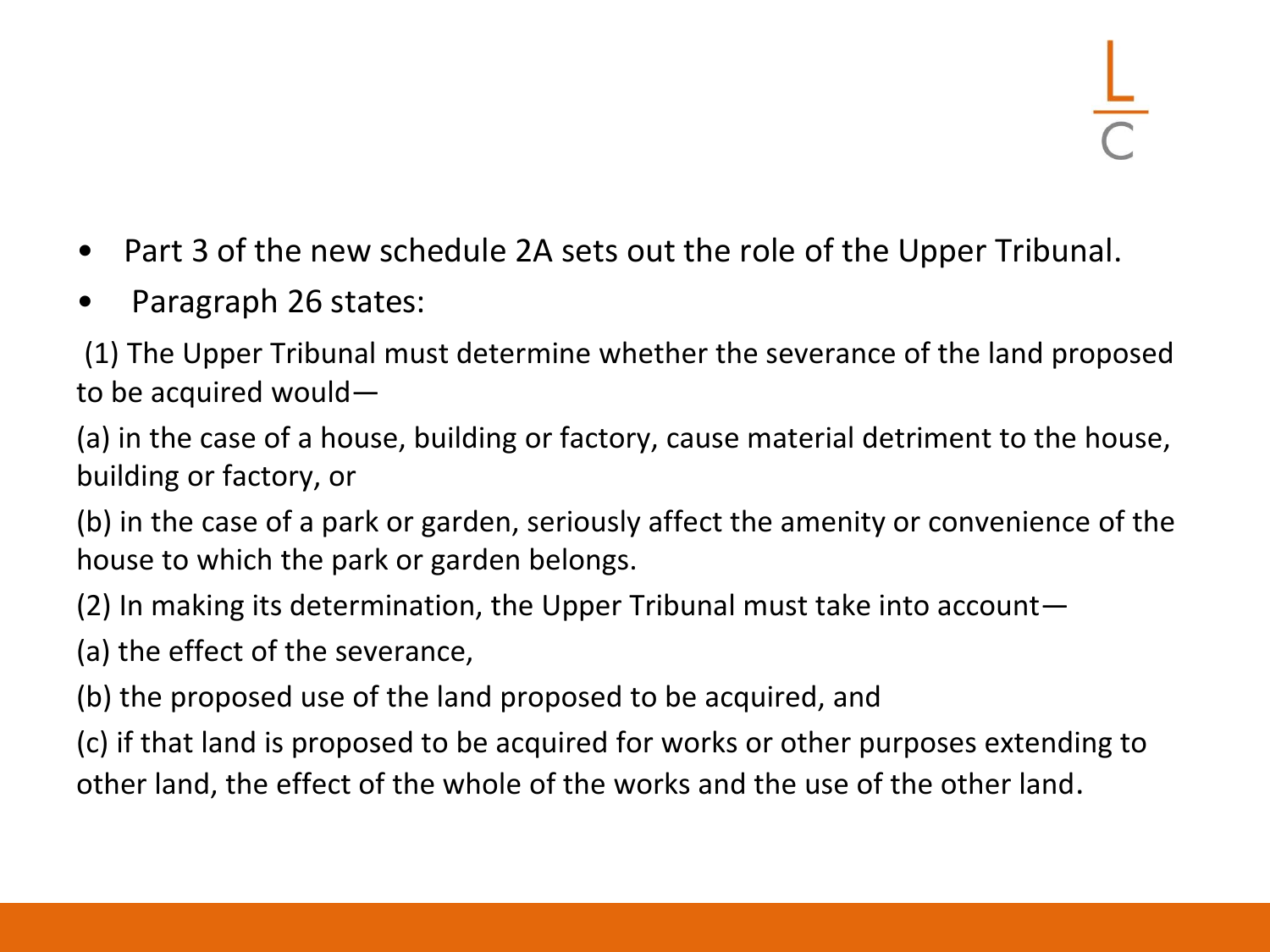- Part 3 of the new schedule 2A sets out the role of the Upper Tribunal.
- Paragraph 26 states:

(1) The Upper Tribunal must determine whether the severance of the land proposed to be acquired would—

(a) in the case of a house, building or factory, cause material detriment to the house, building or factory, or

(b) in the case of a park or garden, seriously affect the amenity or convenience of the house to which the park or garden belongs.

(2) In making its determination, the Upper Tribunal must take into account—

(a) the effect of the severance,

(b) the proposed use of the land proposed to be acquired, and

(c) if that land is proposed to be acquired for works or other purposes extending to other land, the effect of the whole of the works and the use of the other land.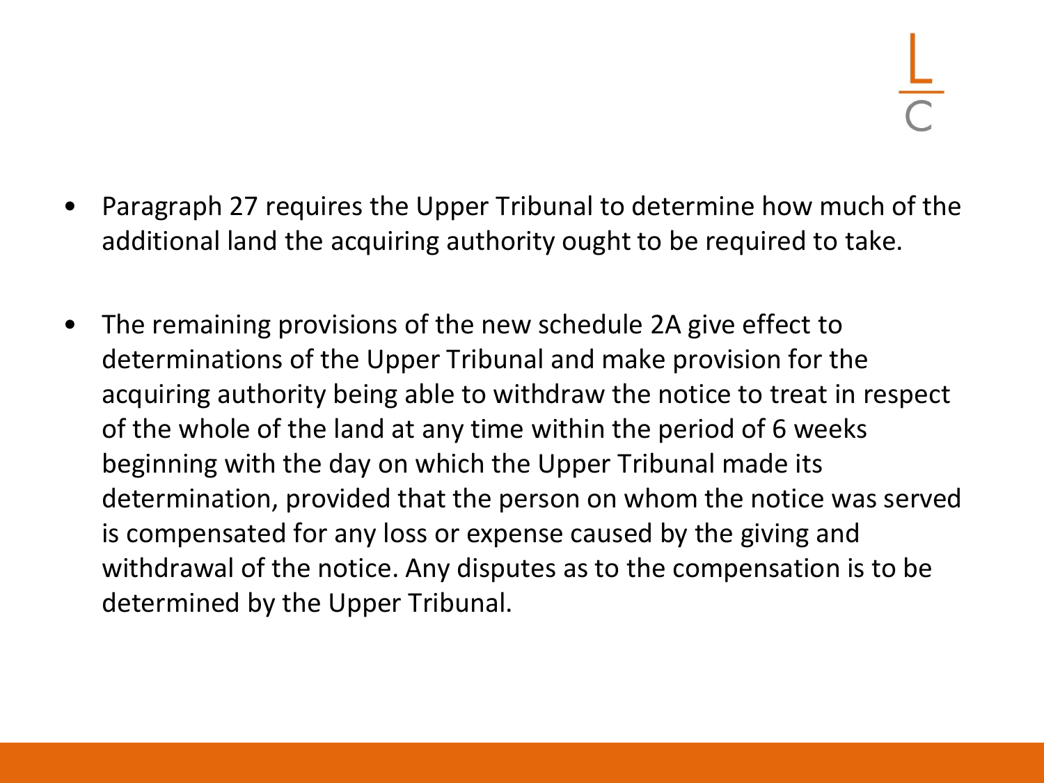- Paragraph 27 requires the Upper Tribunal to determine how much of the additional land the acquiring authority ought to be required to take.

- The remaining provisions of the new schedule 2A give effect to determinations of the Upper Tribunal and make provision for the acquiring authority being able to withdraw the notice to treat in respect of the whole of the land at any time within the period of 6 weeks beginning with the day on which the Upper Tribunal made its determination, provided that the person on whom the notice was served is compensated for any loss or expense caused by the giving and withdrawal of the notice. Any disputes as to the compensation is to be determined by the Upper Tribunal.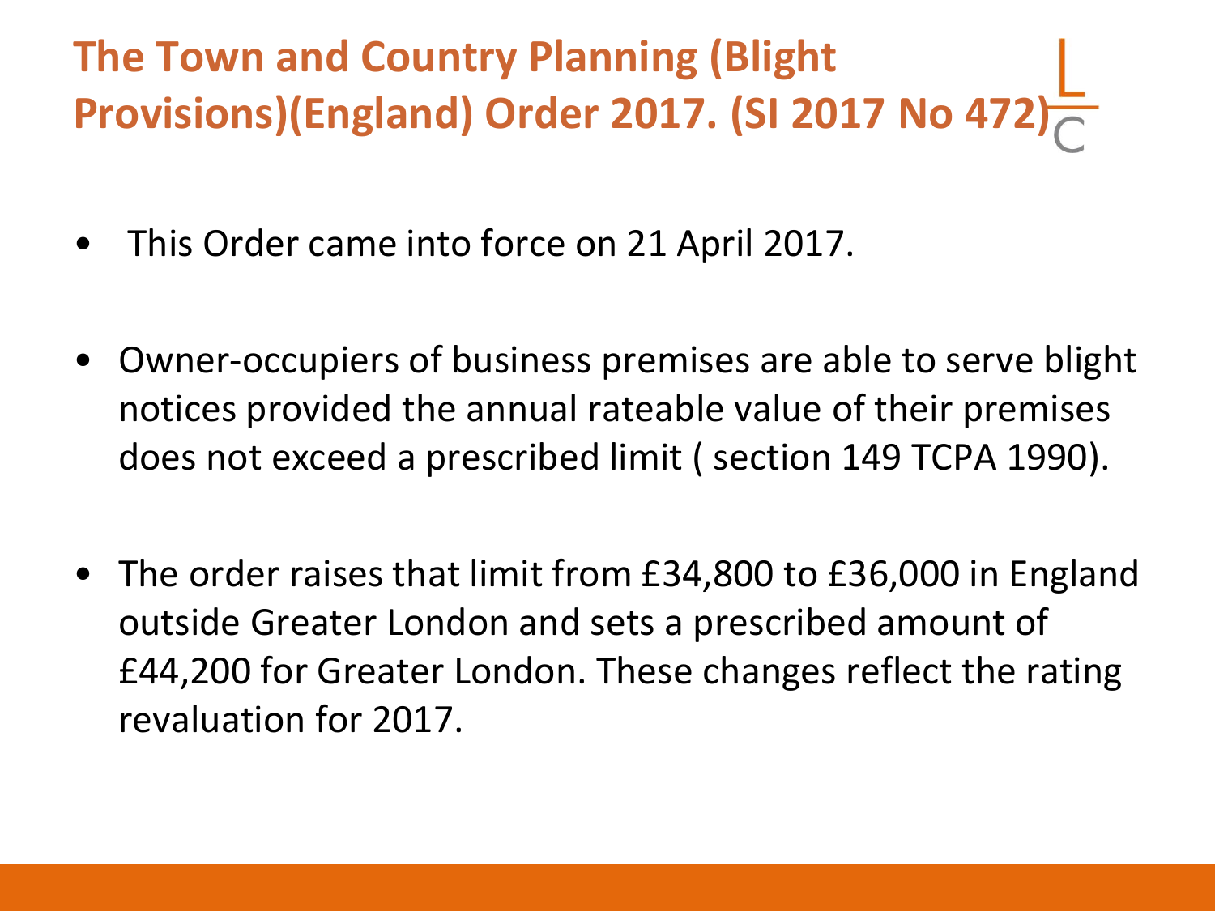# The Town and Country Planning (Blight Provisions)(England) Order 2017. (SI 2017 No 472)

- This Order came into force on 21 April 2017.
- Owner-occupiers of business premises are able to serve blight notices provided the annual rateable value of their premises does not exceed a prescribed limit ( section 149 TCPA 1990).
- The order raises that limit from £34,800 to £36,000 in England outside Greater London and sets a prescribed amount of £44,200 for Greater London. These changes reflect the rating revaluation for 2017.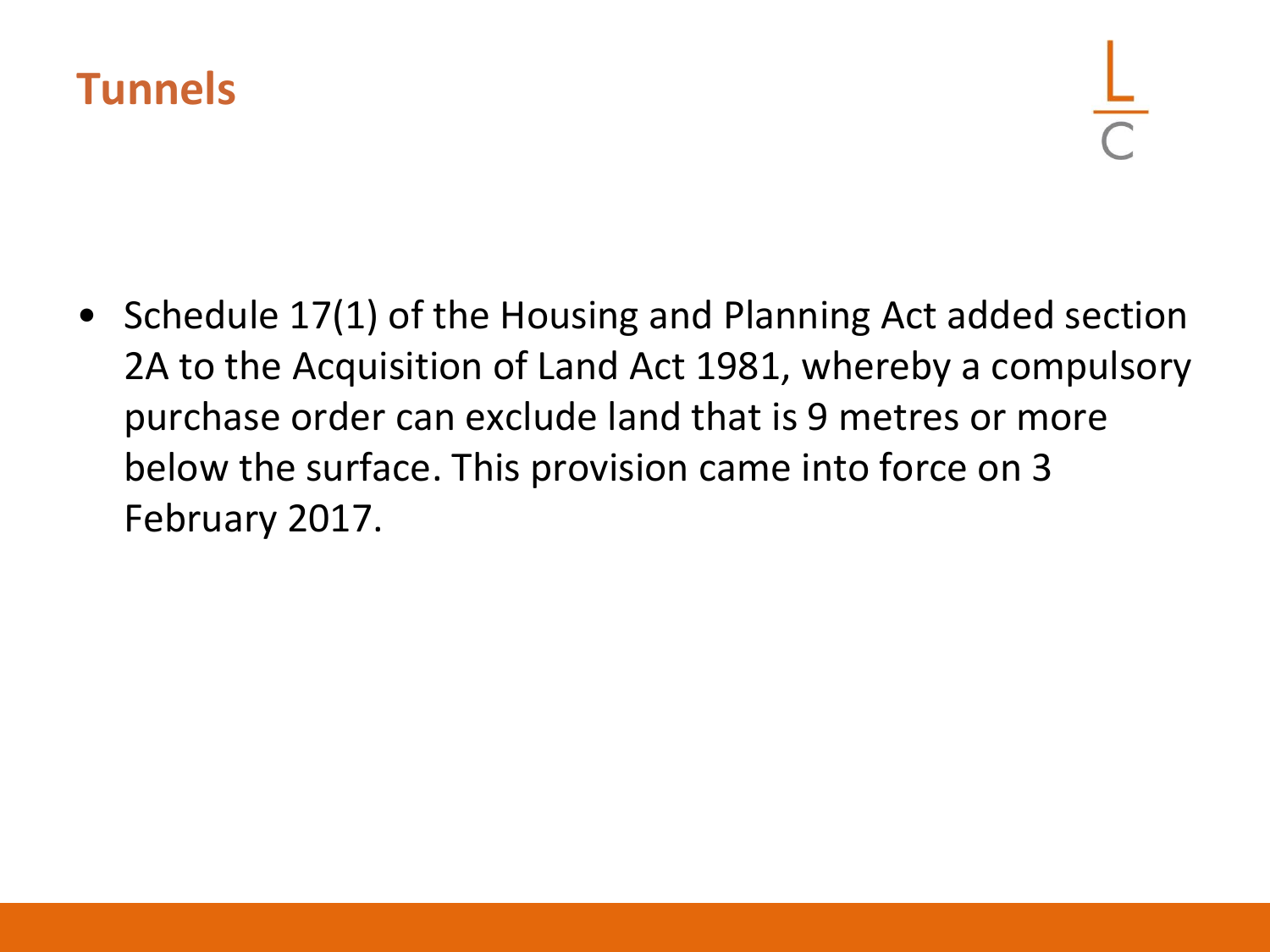# Tunnels

- Schedule 17(1) of the Housing and Planning Act added section 2A to the Acquisition of Land Act 1981, whereby a compulsory purchase order can exclude land that is 9 metres or more below the surface. This provision came into force on 3 February 2017.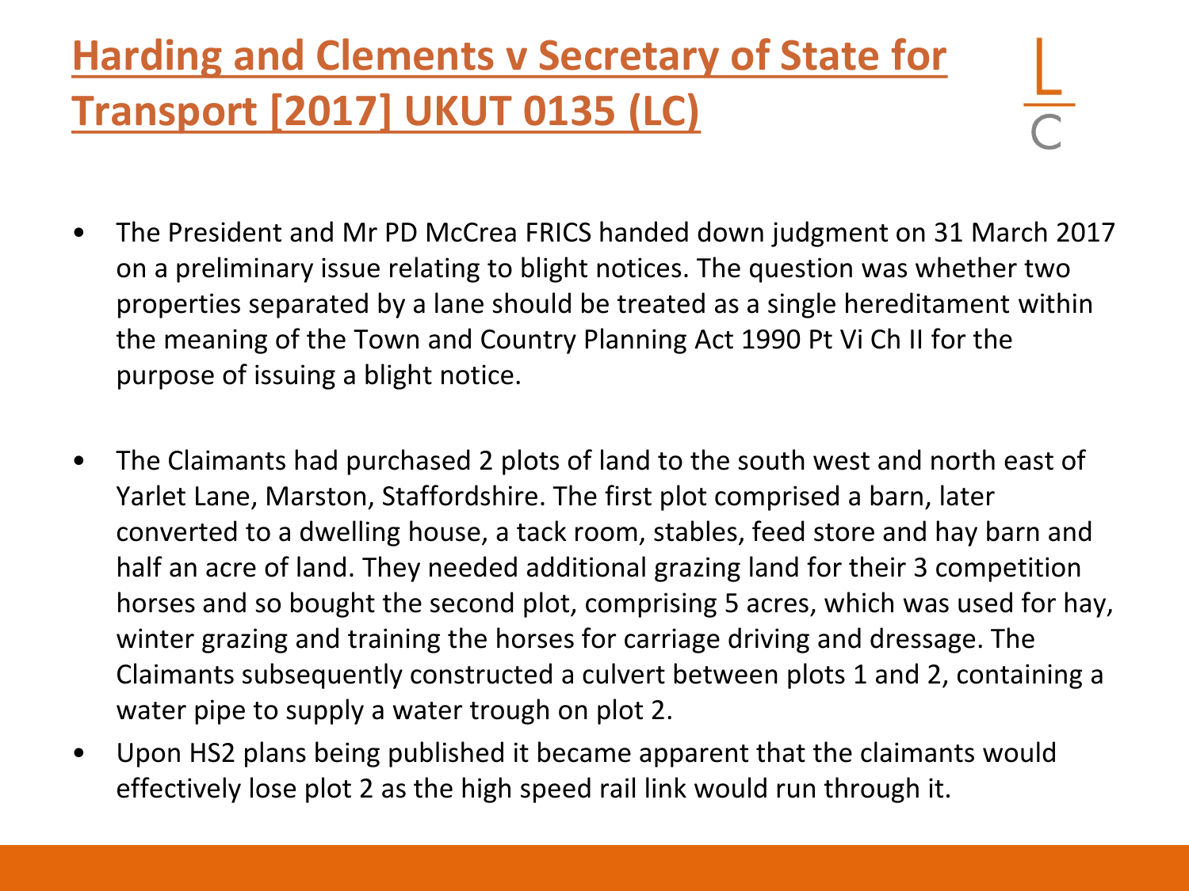# Harding and Clements v Secretary of State for Transport [2017] UKUT 0135 (LC)

- The President and Mr PD McCrea FRICS handed down judgment on 31 March 2017 on a preliminary issue relating to blight notices. The question was whether two properties separated by a lane should be treated as a single hereditament within the meaning of the Town and Country Planning Act 1990 Pt Vi Ch II for the purpose of issuing a blight notice.

- The Claimants had purchased 2 plots of land to the south west and north east of Yarlet Lane, Marston, Staffordshire. The first plot comprised a barn, later converted to a dwelling house, a tack room, stables, feed store and hay barn and half an acre of land. They needed additional grazing land for their 3 competition horses and so bought the second plot, comprising 5 acres, which was used for hay, winter grazing and training the horses for carriage driving and dressage. The Claimants subsequently constructed a culvert between plots 1 and 2, containing a water pipe to supply a water trough on plot 2.
- Upon HS2 plans being published it became apparent that the claimants would effectively lose plot 2 as the high speed rail link would run through it.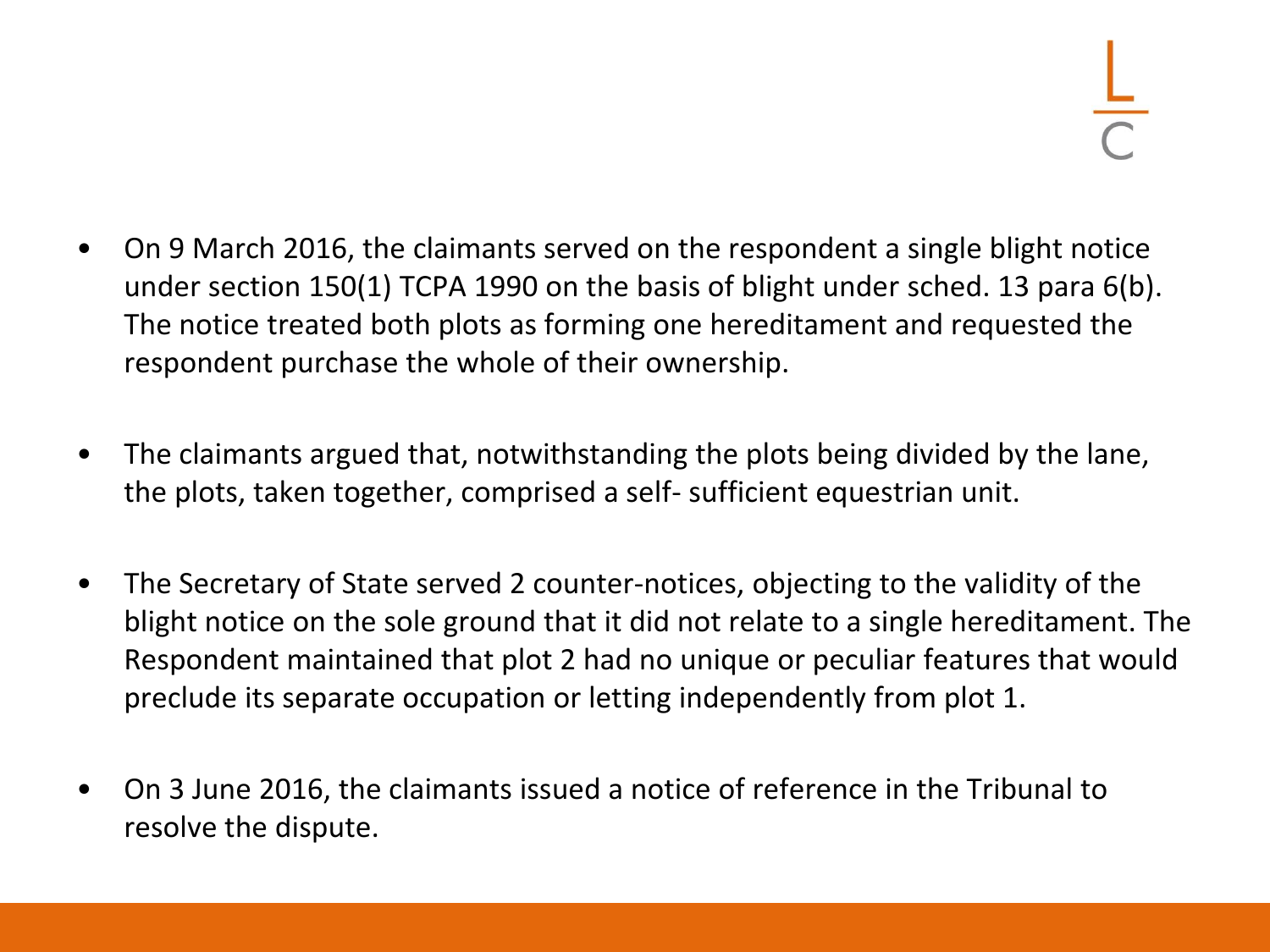- On 9 March 2016, the claimants served on the respondent a single blight notice under section 150(1) TCPA 1990 on the basis of blight under sched. 13 para 6(b). The notice treated both plots as forming one hereditament and requested the respondent purchase the whole of their ownership.

- The claimants argued that, notwithstanding the plots being divided by the lane, the plots, taken together, comprised a self- sufficient equestrian unit.

- The Secretary of State served 2 counter-notices, objecting to the validity of the blight notice on the sole ground that it did not relate to a single hereditament. The Respondent maintained that plot 2 had no unique or peculiar features that would preclude its separate occupation or letting independently from plot 1.

- On 3 June 2016, the claimants issued a notice of reference in the Tribunal to resolve the dispute.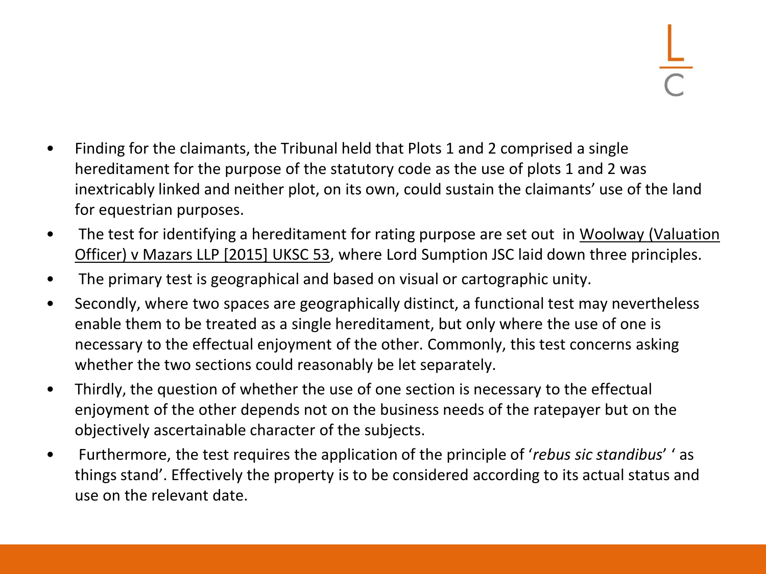- Finding for the claimants, the Tribunal held that Plots 1 and 2 comprised a single hereditament for the purpose of the statutory code as the use of plots 1 and 2 was inextricably linked and neither plot, on its own, could sustain the claimants' use of the land for equestrian purposes.
- The test for identifying a hereditament for rating purpose are set out in Woolway (Valuation Officer) v Mazars LLP [2015] UKSC 53, where Lord Sumption JSC laid down three principles.
- The primary test is geographical and based on visual or cartographic unity.
- Secondly, where two spaces are geographically distinct, a functional test may nevertheless enable them to be treated as a single hereditament, but only where the use of one is necessary to the effectual enjoyment of the other. Commonly, this test concerns asking whether the two sections could reasonably be let separately.
- Thirdly, the question of whether the use of one section is necessary to the effectual enjoyment of the other depends not on the business needs of the ratepayer but on the objectively ascertainable character of the subjects.
- Furthermore, the test requires the application of the principle of '*rebus sic standibus*' ' as things stand'. Effectively the property is to be considered according to its actual status and use on the relevant date.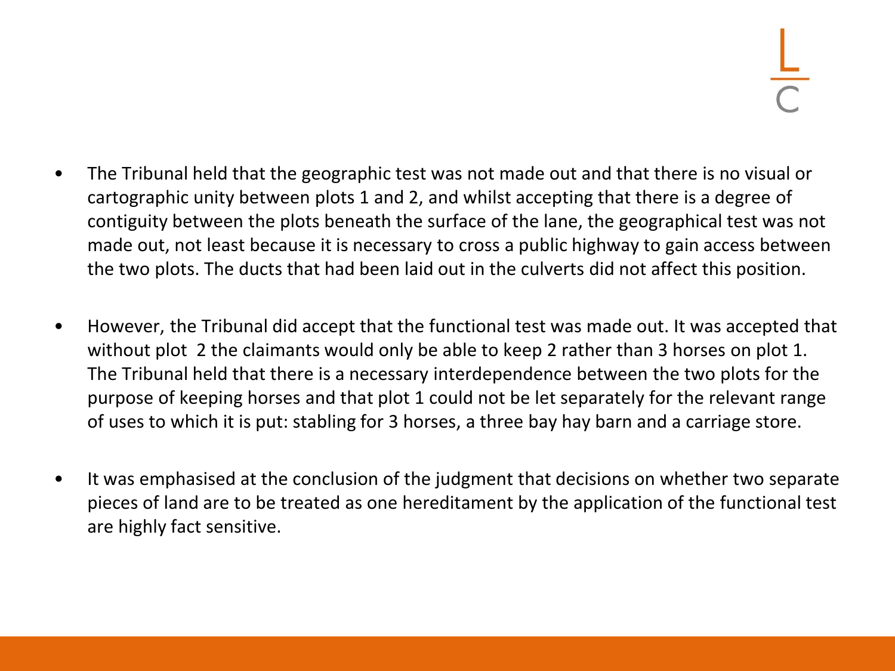- The Tribunal held that the geographic test was not made out and that there is no visual or cartographic unity between plots 1 and 2, and whilst accepting that there is a degree of contiguity between the plots beneath the surface of the lane, the geographical test was not made out, not least because it is necessary to cross a public highway to gain access between the two plots. The ducts that had been laid out in the culverts did not affect this position.

- However, the Tribunal did accept that the functional test was made out. It was accepted that without plot 2 the claimants would only be able to keep 2 rather than 3 horses on plot 1. The Tribunal held that there is a necessary interdependence between the two plots for the purpose of keeping horses and that plot 1 could not be let separately for the relevant range of uses to which it is put: stabling for 3 horses, a three bay hay barn and a carriage store.

- It was emphasised at the conclusion of the judgment that decisions on whether two separate pieces of land are to be treated as one hereditament by the application of the functional test are highly fact sensitive.